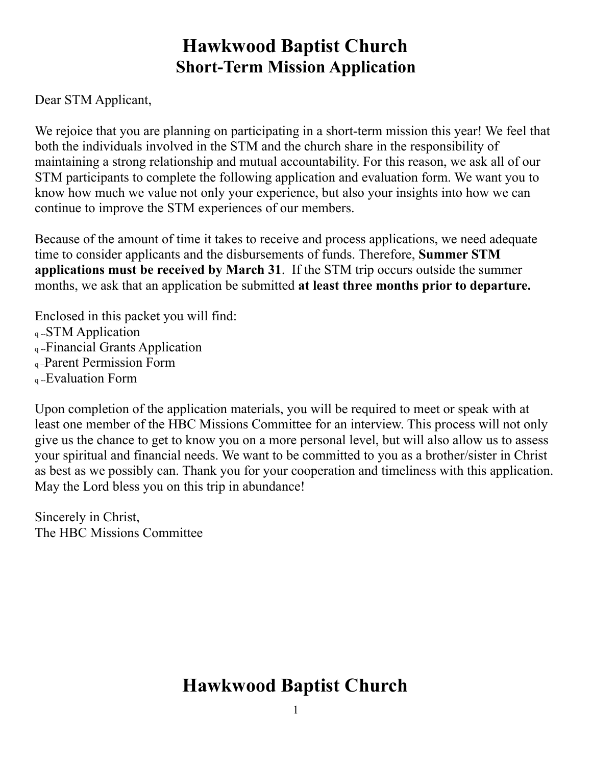# Hawkwood Baptist Church
## Short-Term Mission Application

Dear STM Applicant,

We rejoice that you are planning on participating in a short-term mission this year! We feel that both the individuals involved in the STM and the church share in the responsibility of maintaining a strong relationship and mutual accountability. For this reason, we ask all of our STM participants to complete the following application and evaluation form. We want you to know how much we value not only your experience, but also your insights into how we can continue to improve the STM experiences of our members.

Because of the amount of time it takes to receive and process applications, we need adequate time to consider applicants and the disbursements of funds. Therefore, **Summer STM applications must be received by March 31**. If the STM trip occurs outside the summer months, we ask that an application be submitted **at least three months prior to departure.**

Enclosed in this packet you will find:

- q --STM Application
- q --Financial Grants Application
- q –Parent Permission Form
- q --Evaluation Form

Upon completion of the application materials, you will be required to meet or speak with at least one member of the HBC Missions Committee for an interview. This process will not only give us the chance to get to know you on a more personal level, but will also allow us to assess your spiritual and financial needs. We want to be committed to you as a brother/sister in Christ as best as we possibly can. Thank you for your cooperation and timeliness with this application. May the Lord bless you on this trip in abundance!

Sincerely in Christ,
The HBC Missions Committee

# Hawkwood Baptist Church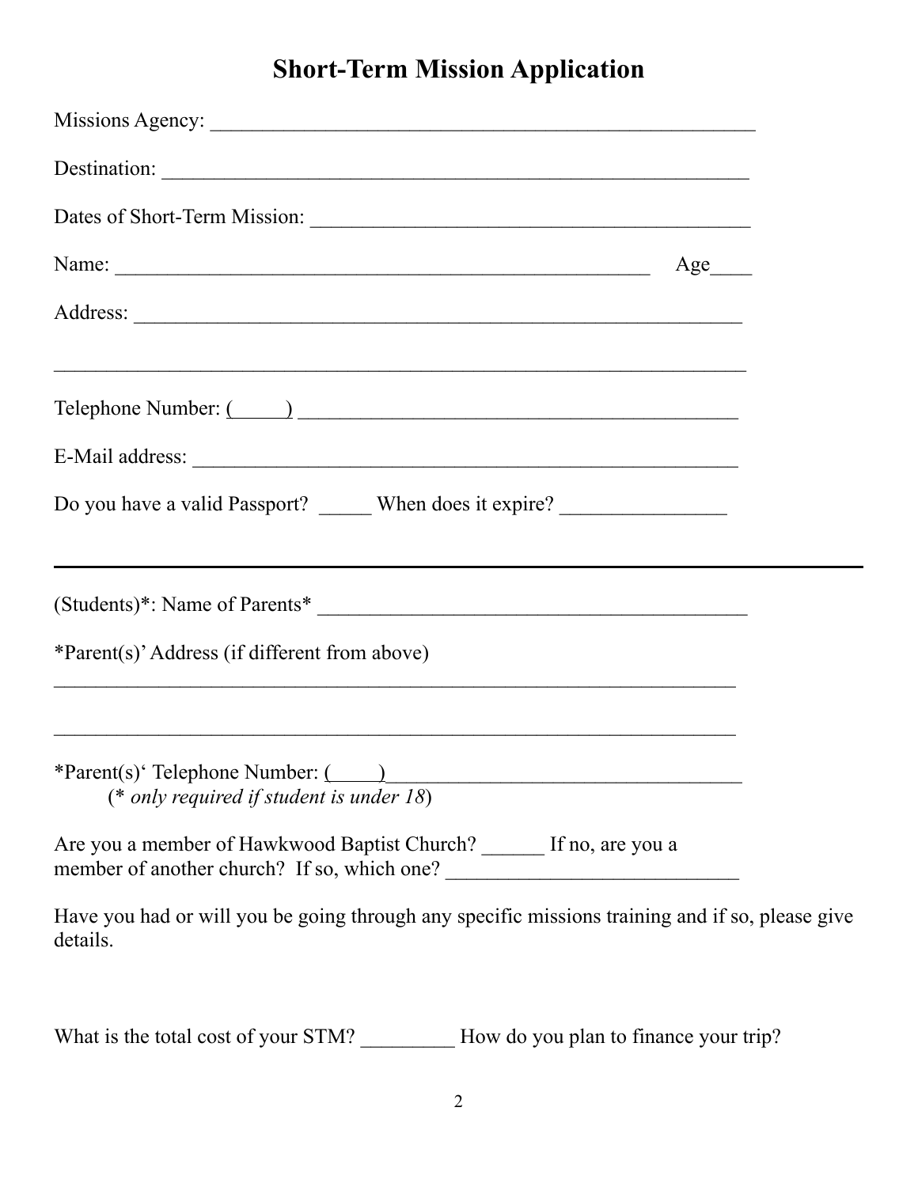# Short-Term Mission Application

Missions Agency: _____________________________________________________

Destination: ________________________________________________________

Dates of Short-Term Mission: __________________________________________

Name: ___________________________________________________ Age____

Address: ____________________________________________________________

_____________________________________________________________________

Telephone Number: (_____) ____________________________________________

E-Mail address: ______________________________________________________

Do you have a valid Passport? _____ When does it expire? _______________

---

(Students)*: Name of Parents* __________________________________________

*Parent(s)' Address (if different from above)

_____________________________________________________________________

_____________________________________________________________________

*Parent(s)' Telephone Number: (_____)__________________________________
(* *only required if student is under 18*)

Are you a member of Hawkwood Baptist Church? ______ If no, are you a member of another church? If so, which one? ___________________________

Have you had or will you be going through any specific missions training and if so, please give details.

What is the total cost of your STM? _________ How do you plan to finance your trip?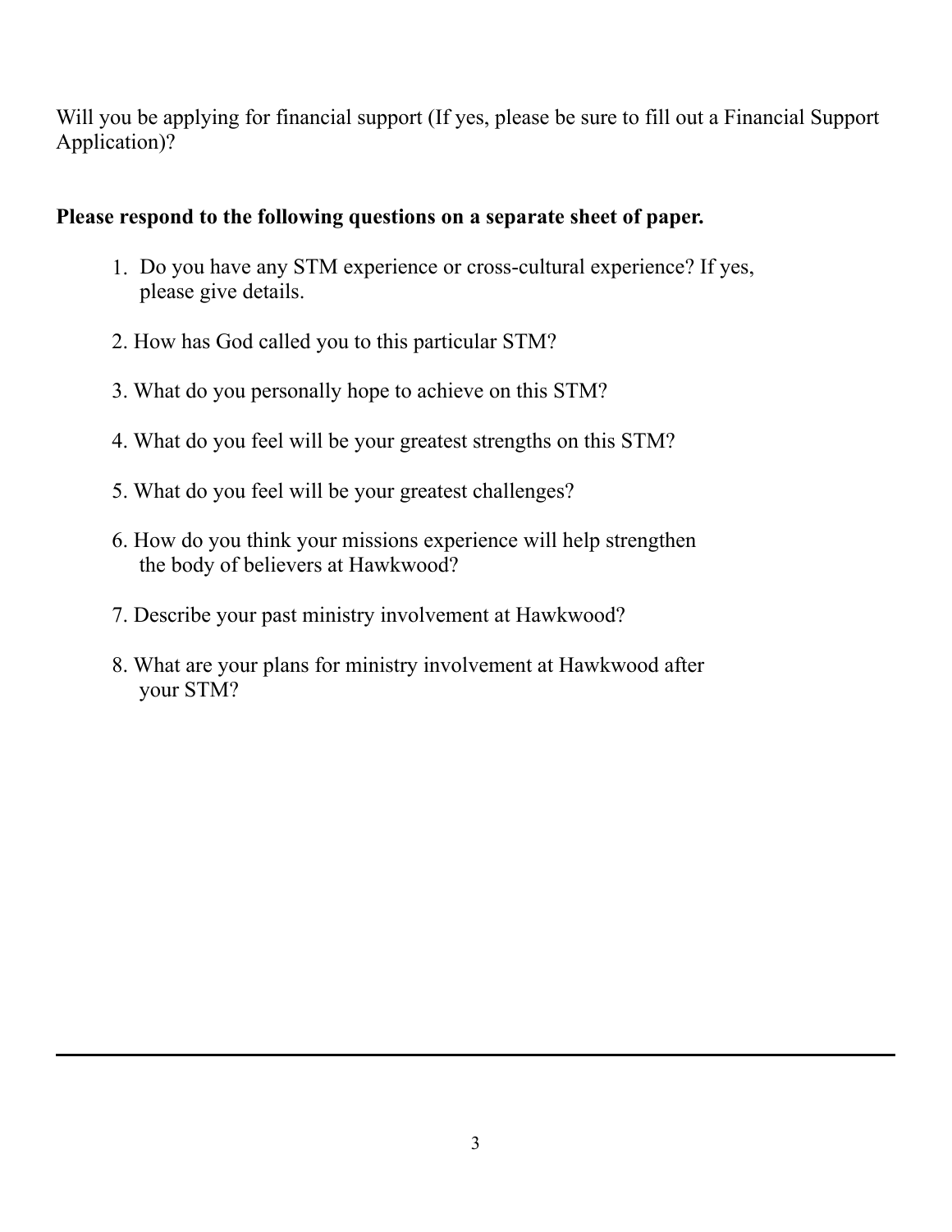Will you be applying for financial support (If yes, please be sure to fill out a Financial Support Application)?

**Please respond to the following questions on a separate sheet of paper.**

1. Do you have any STM experience or cross-cultural experience? If yes, please give details.
2. How has God called you to this particular STM?
3. What do you personally hope to achieve on this STM?
4. What do you feel will be your greatest strengths on this STM?
5. What do you feel will be your greatest challenges?
6. How do you think your missions experience will help strengthen the body of believers at Hawkwood?
7. Describe your past ministry involvement at Hawkwood?
8. What are your plans for ministry involvement at Hawkwood after your STM?